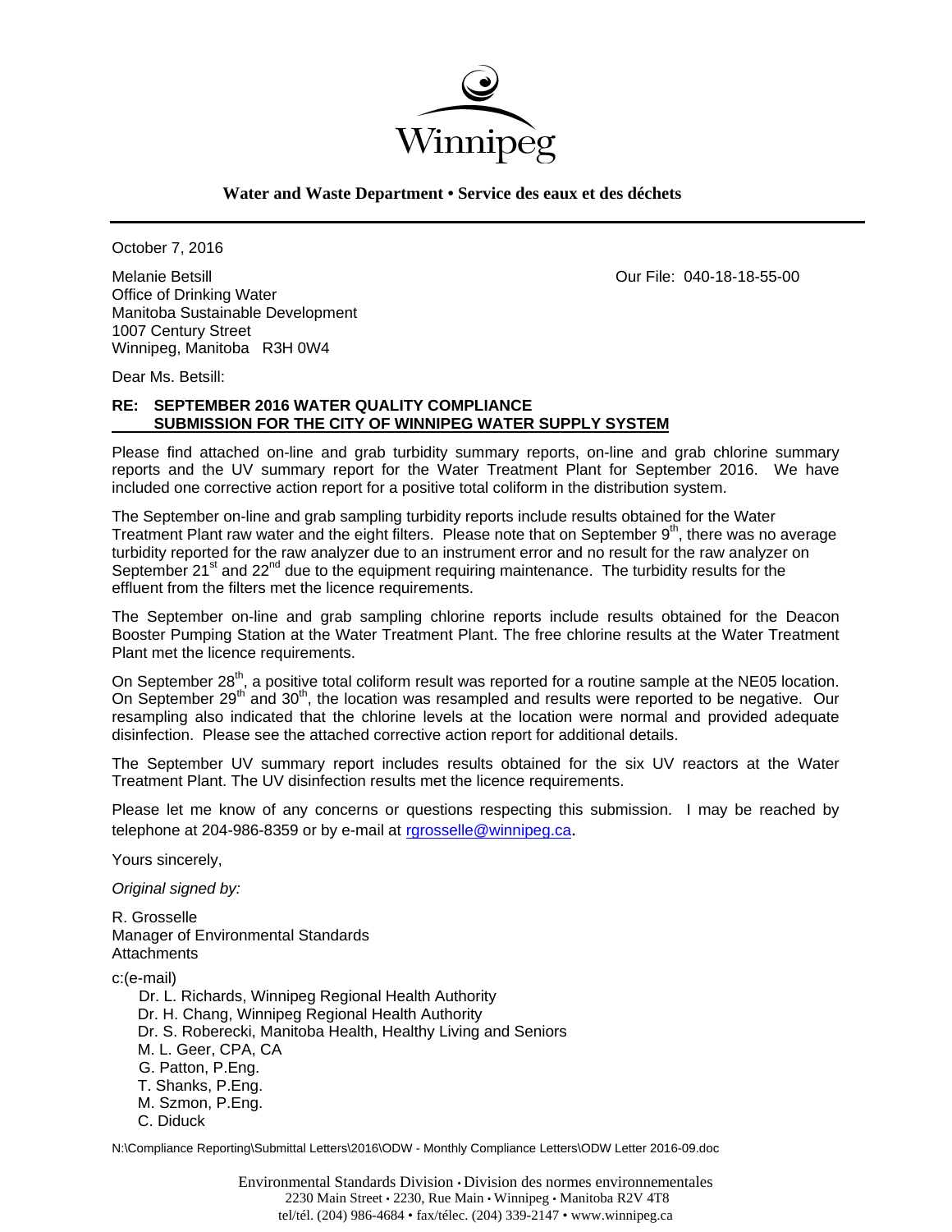Winnipeg

**Water and Waste Department • Service des eaux et des déchets**

---

October 7, 2016

Melanie Betsill
Office of Drinking Water
Manitoba Sustainable Development
1007 Century Street
Winnipeg, Manitoba R3H 0W4

Our File: 040-18-18-55-00

Dear Ms. Betsill:

**RE: SEPTEMBER 2016 WATER QUALITY COMPLIANCE SUBMISSION FOR THE CITY OF WINNIPEG WATER SUPPLY SYSTEM**

Please find attached on-line and grab turbidity summary reports, on-line and grab chlorine summary reports and the UV summary report for the Water Treatment Plant for September 2016. We have included one corrective action report for a positive total coliform in the distribution system.

The September on-line and grab sampling turbidity reports include results obtained for the Water Treatment Plant raw water and the eight filters. Please note that on September 9th, there was no average turbidity reported for the raw analyzer due to an instrument error and no result for the raw analyzer on September 21st and 22nd due to the equipment requiring maintenance. The turbidity results for the effluent from the filters met the licence requirements.

The September on-line and grab sampling chlorine reports include results obtained for the Deacon Booster Pumping Station at the Water Treatment Plant. The free chlorine results at the Water Treatment Plant met the licence requirements.

On September 28th, a positive total coliform result was reported for a routine sample at the NE05 location. On September 29th and 30th, the location was resampled and results were reported to be negative. Our resampling also indicated that the chlorine levels at the location were normal and provided adequate disinfection. Please see the attached corrective action report for additional details.

The September UV summary report includes results obtained for the six UV reactors at the Water Treatment Plant. The UV disinfection results met the licence requirements.

Please let me know of any concerns or questions respecting this submission. I may be reached by telephone at 204-986-8359 or by e-mail at rgrosselle@winnipeg.ca.

Yours sincerely,

*Original signed by:*

R. Grosselle
Manager of Environmental Standards
Attachments

c:(e-mail)
- Dr. L. Richards, Winnipeg Regional Health Authority
- Dr. H. Chang, Winnipeg Regional Health Authority
- Dr. S. Roberecki, Manitoba Health, Healthy Living and Seniors
- M. L. Geer, CPA, CA
- G. Patton, P.Eng.
- T. Shanks, P.Eng.
- M. Szmon, P.Eng.
- C. Diduck

N:\Compliance Reporting\Submittal Letters\2016\ODW - Monthly Compliance Letters\ODW Letter 2016-09.doc

Environmental Standards Division • Division des normes environnementales
2230 Main Street • 2230, Rue Main • Winnipeg • Manitoba R2V 4T8
tel/tél. (204) 986-4684 • fax/télec. (204) 339-2147 • www.winnipeg.ca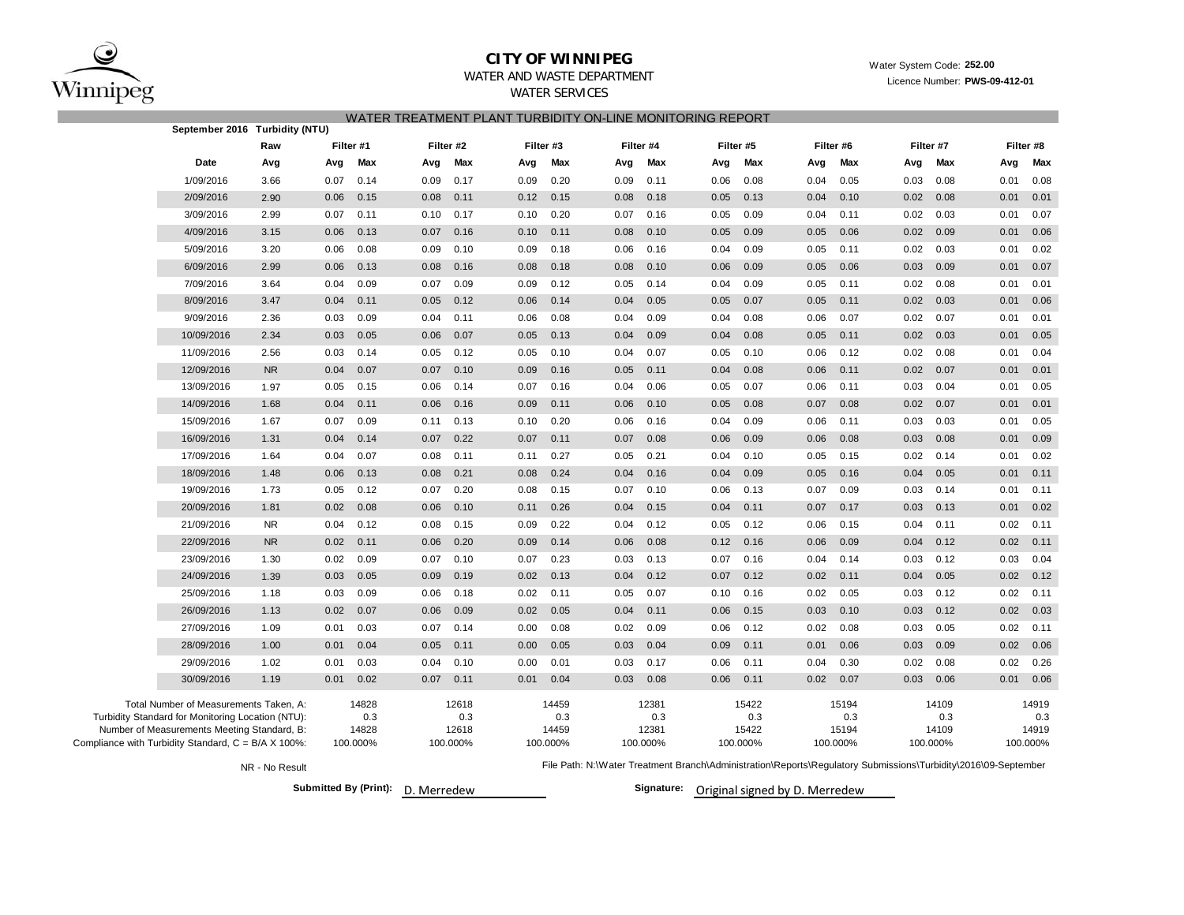**CITY OF WINNIPEG**

WATER AND WASTE DEPARTMENT

WATER SERVICES

Water System Code: **252.00**

Licence Number: **PWS-09-412-01**

## WATER TREATMENT PLANT TURBIDITY ON-LINE MONITORING REPORT

**September 2016 Turbidity (NTU)**

| | Raw | Filter #1 | | Filter #2 | | Filter #3 | | Filter #4 | | Filter #5 | | Filter #6 | | Filter #7 | | Filter #8 | |
|---|---|---|---|---|---|---|---|---|---|---|---|---|---|---|---|---|---|
| **Date** | **Avg** | **Avg** | **Max** | **Avg** | **Max** | **Avg** | **Max** | **Avg** | **Max** | **Avg** | **Max** | **Avg** | **Max** | **Avg** | **Max** | **Avg** | **Max** |
| 1/09/2016 | 3.66 | 0.07 | 0.14 | 0.09 | 0.17 | 0.09 | 0.20 | 0.09 | 0.11 | 0.06 | 0.08 | 0.04 | 0.05 | 0.03 | 0.08 | 0.01 | 0.08 |
| 2/09/2016 | 2.90 | 0.06 | 0.15 | 0.08 | 0.11 | 0.12 | 0.15 | 0.08 | 0.18 | 0.05 | 0.13 | 0.04 | 0.10 | 0.02 | 0.08 | 0.01 | 0.01 |
| 3/09/2016 | 2.99 | 0.07 | 0.11 | 0.10 | 0.17 | 0.10 | 0.20 | 0.07 | 0.16 | 0.05 | 0.09 | 0.04 | 0.11 | 0.02 | 0.03 | 0.01 | 0.07 |
| 4/09/2016 | 3.15 | 0.06 | 0.13 | 0.07 | 0.16 | 0.10 | 0.11 | 0.08 | 0.10 | 0.05 | 0.09 | 0.05 | 0.06 | 0.02 | 0.09 | 0.01 | 0.06 |
| 5/09/2016 | 3.20 | 0.06 | 0.08 | 0.09 | 0.10 | 0.09 | 0.18 | 0.06 | 0.16 | 0.04 | 0.09 | 0.05 | 0.11 | 0.02 | 0.03 | 0.01 | 0.02 |
| 6/09/2016 | 2.99 | 0.06 | 0.13 | 0.08 | 0.16 | 0.08 | 0.18 | 0.08 | 0.10 | 0.06 | 0.09 | 0.05 | 0.06 | 0.03 | 0.09 | 0.01 | 0.07 |
| 7/09/2016 | 3.64 | 0.04 | 0.09 | 0.07 | 0.09 | 0.09 | 0.12 | 0.05 | 0.14 | 0.04 | 0.09 | 0.05 | 0.11 | 0.02 | 0.08 | 0.01 | 0.01 |
| 8/09/2016 | 3.47 | 0.04 | 0.11 | 0.05 | 0.12 | 0.06 | 0.14 | 0.04 | 0.05 | 0.05 | 0.07 | 0.05 | 0.11 | 0.02 | 0.03 | 0.01 | 0.06 |
| 9/09/2016 | 2.36 | 0.03 | 0.09 | 0.04 | 0.11 | 0.06 | 0.08 | 0.04 | 0.09 | 0.04 | 0.08 | 0.06 | 0.07 | 0.02 | 0.07 | 0.01 | 0.01 |
| 10/09/2016 | 2.34 | 0.03 | 0.05 | 0.06 | 0.07 | 0.05 | 0.13 | 0.04 | 0.09 | 0.04 | 0.08 | 0.05 | 0.11 | 0.02 | 0.03 | 0.01 | 0.05 |
| 11/09/2016 | 2.56 | 0.03 | 0.14 | 0.05 | 0.12 | 0.05 | 0.10 | 0.04 | 0.07 | 0.05 | 0.10 | 0.06 | 0.12 | 0.02 | 0.08 | 0.01 | 0.04 |
| 12/09/2016 | NR | 0.04 | 0.07 | 0.07 | 0.10 | 0.09 | 0.16 | 0.05 | 0.11 | 0.04 | 0.08 | 0.06 | 0.11 | 0.02 | 0.07 | 0.01 | 0.01 |
| 13/09/2016 | 1.97 | 0.05 | 0.15 | 0.06 | 0.14 | 0.07 | 0.16 | 0.04 | 0.06 | 0.05 | 0.07 | 0.06 | 0.11 | 0.03 | 0.04 | 0.01 | 0.05 |
| 14/09/2016 | 1.68 | 0.04 | 0.11 | 0.06 | 0.16 | 0.09 | 0.11 | 0.06 | 0.10 | 0.05 | 0.08 | 0.07 | 0.08 | 0.02 | 0.07 | 0.01 | 0.01 |
| 15/09/2016 | 1.67 | 0.07 | 0.09 | 0.11 | 0.13 | 0.10 | 0.20 | 0.06 | 0.16 | 0.04 | 0.09 | 0.06 | 0.11 | 0.03 | 0.03 | 0.01 | 0.05 |
| 16/09/2016 | 1.31 | 0.04 | 0.14 | 0.07 | 0.22 | 0.07 | 0.11 | 0.07 | 0.08 | 0.06 | 0.09 | 0.06 | 0.08 | 0.03 | 0.08 | 0.01 | 0.09 |
| 17/09/2016 | 1.64 | 0.04 | 0.07 | 0.08 | 0.11 | 0.11 | 0.27 | 0.05 | 0.21 | 0.04 | 0.10 | 0.05 | 0.15 | 0.02 | 0.14 | 0.01 | 0.02 |
| 18/09/2016 | 1.48 | 0.06 | 0.13 | 0.08 | 0.21 | 0.08 | 0.24 | 0.04 | 0.16 | 0.04 | 0.09 | 0.05 | 0.16 | 0.04 | 0.05 | 0.01 | 0.11 |
| 19/09/2016 | 1.73 | 0.05 | 0.12 | 0.07 | 0.20 | 0.08 | 0.15 | 0.07 | 0.10 | 0.06 | 0.13 | 0.07 | 0.09 | 0.03 | 0.14 | 0.01 | 0.11 |
| 20/09/2016 | 1.81 | 0.02 | 0.08 | 0.06 | 0.10 | 0.11 | 0.26 | 0.04 | 0.15 | 0.04 | 0.11 | 0.07 | 0.17 | 0.03 | 0.13 | 0.01 | 0.02 |
| 21/09/2016 | NR | 0.04 | 0.12 | 0.08 | 0.15 | 0.09 | 0.22 | 0.04 | 0.12 | 0.05 | 0.12 | 0.06 | 0.15 | 0.04 | 0.11 | 0.02 | 0.11 |
| 22/09/2016 | NR | 0.02 | 0.11 | 0.06 | 0.20 | 0.09 | 0.14 | 0.06 | 0.08 | 0.12 | 0.16 | 0.06 | 0.09 | 0.04 | 0.12 | 0.02 | 0.11 |
| 23/09/2016 | 1.30 | 0.02 | 0.09 | 0.07 | 0.10 | 0.07 | 0.23 | 0.03 | 0.13 | 0.07 | 0.16 | 0.04 | 0.14 | 0.03 | 0.12 | 0.03 | 0.04 |
| 24/09/2016 | 1.39 | 0.03 | 0.05 | 0.09 | 0.19 | 0.02 | 0.13 | 0.04 | 0.12 | 0.07 | 0.12 | 0.02 | 0.11 | 0.04 | 0.05 | 0.02 | 0.12 |
| 25/09/2016 | 1.18 | 0.03 | 0.09 | 0.06 | 0.18 | 0.02 | 0.11 | 0.05 | 0.07 | 0.10 | 0.16 | 0.02 | 0.05 | 0.03 | 0.12 | 0.02 | 0.11 |
| 26/09/2016 | 1.13 | 0.02 | 0.07 | 0.06 | 0.09 | 0.02 | 0.05 | 0.04 | 0.11 | 0.06 | 0.15 | 0.03 | 0.10 | 0.03 | 0.12 | 0.02 | 0.03 |
| 27/09/2016 | 1.09 | 0.01 | 0.03 | 0.07 | 0.14 | 0.00 | 0.08 | 0.02 | 0.09 | 0.06 | 0.12 | 0.02 | 0.08 | 0.03 | 0.05 | 0.02 | 0.11 |
| 28/09/2016 | 1.00 | 0.01 | 0.04 | 0.05 | 0.11 | 0.00 | 0.05 | 0.03 | 0.04 | 0.09 | 0.11 | 0.01 | 0.06 | 0.03 | 0.09 | 0.02 | 0.06 |
| 29/09/2016 | 1.02 | 0.01 | 0.03 | 0.04 | 0.10 | 0.00 | 0.01 | 0.03 | 0.17 | 0.06 | 0.11 | 0.04 | 0.30 | 0.02 | 0.08 | 0.02 | 0.26 |
| 30/09/2016 | 1.19 | 0.01 | 0.02 | 0.07 | 0.11 | 0.01 | 0.04 | 0.03 | 0.08 | 0.06 | 0.11 | 0.02 | 0.07 | 0.03 | 0.06 | 0.01 | 0.06 |
| Total Number of Measurements Taken, A: | | 14828 | | 12618 | | 14459 | | 12381 | | 15422 | | 15194 | | 14109 | | 14919 | |
| Turbidity Standard for Monitoring Location (NTU): | | 0.3 | | 0.3 | | 0.3 | | 0.3 | | 0.3 | | 0.3 | | 0.3 | | 0.3 | |
| Number of Measurements Meeting Standard, B: | | 14828 | | 12618 | | 14459 | | 12381 | | 15422 | | 15194 | | 14109 | | 14919 | |
| Compliance with Turbidity Standard, C = B/A X 100%: | | 100.000% | | 100.000% | | 100.000% | | 100.000% | | 100.000% | | 100.000% | | 100.000% | | 100.000% | |

NR - No Result

File Path: N:\Water Treatment Branch\Administration\Reports\Regulatory Submissions\Turbidity\2016\09-September

**Submitted By (Print):** D. Merredew

**Signature:** Original signed by D. Merredew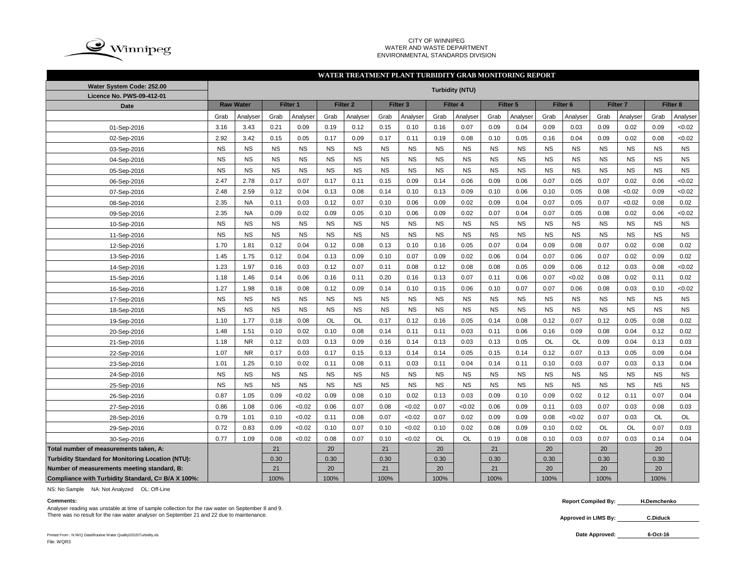CITY OF WINNIPEG
WATER AND WASTE DEPARTMENT
ENVIRONMENTAL STANDARDS DIVISION

# WATER TREATMENT PLANT TURBIDITY GRAB MONITORING REPORT

| Water System Code: 252.00 | Turbidity (NTU) | | | | | | | | | | | | | | | | | |
|---|---|---|---|---|---|---|---|---|---|---|---|---|---|---|---|---|---|---|
| Licence No. PWS-09-412-01 | | | | | | | | | | | | | | | | | | |
| Date | Raw Water | | Filter 1 | | Filter 2 | | Filter 3 | | Filter 4 | | Filter 5 | | Filter 6 | | Filter 7 | | Filter 8 | |
| | Grab | Analyser | Grab | Analyser | Grab | Analyser | Grab | Analyser | Grab | Analyser | Grab | Analyser | Grab | Analyser | Grab | Analyser | Grab | Analyser |
| 01-Sep-2016 | 3.16 | 3.43 | 0.21 | 0.09 | 0.19 | 0.12 | 0.15 | 0.10 | 0.16 | 0.07 | 0.09 | 0.04 | 0.09 | 0.03 | 0.09 | 0.02 | 0.09 | <0.02 |
| 02-Sep-2016 | 2.92 | 3.42 | 0.15 | 0.05 | 0.17 | 0.09 | 0.17 | 0.11 | 0.19 | 0.08 | 0.10 | 0.05 | 0.16 | 0.04 | 0.09 | 0.02 | 0.08 | <0.02 |
| 03-Sep-2016 | NS | NS | NS | NS | NS | NS | NS | NS | NS | NS | NS | NS | NS | NS | NS | NS | NS | NS |
| 04-Sep-2016 | NS | NS | NS | NS | NS | NS | NS | NS | NS | NS | NS | NS | NS | NS | NS | NS | NS | NS |
| 05-Sep-2016 | NS | NS | NS | NS | NS | NS | NS | NS | NS | NS | NS | NS | NS | NS | NS | NS | NS | NS |
| 06-Sep-2016 | 2.47 | 2.78 | 0.17 | 0.07 | 0.17 | 0.11 | 0.15 | 0.09 | 0.14 | 0.06 | 0.09 | 0.06 | 0.07 | 0.05 | 0.07 | 0.02 | 0.06 | <0.02 |
| 07-Sep-2016 | 2.48 | 2.59 | 0.12 | 0.04 | 0.13 | 0.08 | 0.14 | 0.10 | 0.13 | 0.09 | 0.10 | 0.06 | 0.10 | 0.05 | 0.08 | <0.02 | 0.09 | <0.02 |
| 08-Sep-2016 | 2.35 | NA | 0.11 | 0.03 | 0.12 | 0.07 | 0.10 | 0.06 | 0.09 | 0.02 | 0.09 | 0.04 | 0.07 | 0.05 | 0.07 | <0.02 | 0.08 | 0.02 |
| 09-Sep-2016 | 2.35 | NA | 0.09 | 0.02 | 0.09 | 0.05 | 0.10 | 0.06 | 0.09 | 0.02 | 0.07 | 0.04 | 0.07 | 0.05 | 0.08 | 0.02 | 0.06 | <0.02 |
| 10-Sep-2016 | NS | NS | NS | NS | NS | NS | NS | NS | NS | NS | NS | NS | NS | NS | NS | NS | NS | NS |
| 11-Sep-2016 | NS | NS | NS | NS | NS | NS | NS | NS | NS | NS | NS | NS | NS | NS | NS | NS | NS | NS |
| 12-Sep-2016 | 1.70 | 1.81 | 0.12 | 0.04 | 0.12 | 0.08 | 0.13 | 0.10 | 0.16 | 0.05 | 0.07 | 0.04 | 0.09 | 0.08 | 0.07 | 0.02 | 0.08 | 0.02 |
| 13-Sep-2016 | 1.45 | 1.75 | 0.12 | 0.04 | 0.13 | 0.09 | 0.10 | 0.07 | 0.09 | 0.02 | 0.06 | 0.04 | 0.07 | 0.06 | 0.07 | 0.02 | 0.09 | 0.02 |
| 14-Sep-2016 | 1.23 | 1.97 | 0.16 | 0.03 | 0.12 | 0.07 | 0.11 | 0.08 | 0.12 | 0.08 | 0.08 | 0.05 | 0.09 | 0.06 | 0.12 | 0.03 | 0.08 | <0.02 |
| 15-Sep-2016 | 1.18 | 1.46 | 0.14 | 0.06 | 0.16 | 0.11 | 0.20 | 0.16 | 0.13 | 0.07 | 0.11 | 0.06 | 0.07 | <0.02 | 0.08 | 0.02 | 0.11 | 0.02 |
| 16-Sep-2016 | 1.27 | 1.98 | 0.18 | 0.08 | 0.12 | 0.09 | 0.14 | 0.10 | 0.15 | 0.06 | 0.10 | 0.07 | 0.07 | 0.06 | 0.08 | 0.03 | 0.10 | <0.02 |
| 17-Sep-2016 | NS | NS | NS | NS | NS | NS | NS | NS | NS | NS | NS | NS | NS | NS | NS | NS | NS | NS |
| 18-Sep-2016 | NS | NS | NS | NS | NS | NS | NS | NS | NS | NS | NS | NS | NS | NS | NS | NS | NS | NS |
| 19-Sep-2016 | 1.10 | 1.77 | 0.18 | 0.08 | OL | OL | 0.17 | 0.12 | 0.16 | 0.05 | 0.14 | 0.08 | 0.12 | 0.07 | 0.12 | 0.05 | 0.08 | 0.02 |
| 20-Sep-2016 | 1.48 | 1.51 | 0.10 | 0.02 | 0.10 | 0.08 | 0.14 | 0.11 | 0.11 | 0.03 | 0.11 | 0.06 | 0.16 | 0.09 | 0.08 | 0.04 | 0.12 | 0.02 |
| 21-Sep-2016 | 1.18 | NR | 0.12 | 0.03 | 0.13 | 0.09 | 0.16 | 0.14 | 0.13 | 0.03 | 0.13 | 0.05 | OL | OL | 0.09 | 0.04 | 0.13 | 0.03 |
| 22-Sep-2016 | 1.07 | NR | 0.17 | 0.03 | 0.17 | 0.15 | 0.13 | 0.14 | 0.14 | 0.05 | 0.15 | 0.14 | 0.12 | 0.07 | 0.13 | 0.05 | 0.09 | 0.04 |
| 23-Sep-2016 | 1.01 | 1.25 | 0.10 | 0.02 | 0.11 | 0.08 | 0.11 | 0.03 | 0.11 | 0.04 | 0.14 | 0.11 | 0.10 | 0.03 | 0.07 | 0.03 | 0.13 | 0.04 |
| 24-Sep-2016 | NS | NS | NS | NS | NS | NS | NS | NS | NS | NS | NS | NS | NS | NS | NS | NS | NS | NS |
| 25-Sep-2016 | NS | NS | NS | NS | NS | NS | NS | NS | NS | NS | NS | NS | NS | NS | NS | NS | NS | NS |
| 26-Sep-2016 | 0.87 | 1.05 | 0.09 | <0.02 | 0.09 | 0.08 | 0.10 | 0.02 | 0.13 | 0.03 | 0.09 | 0.10 | 0.09 | 0.02 | 0.12 | 0.11 | 0.07 | 0.04 |
| 27-Sep-2016 | 0.86 | 1.08 | 0.06 | <0.02 | 0.06 | 0.07 | 0.08 | <0.02 | 0.07 | <0.02 | 0.06 | 0.09 | 0.11 | 0.03 | 0.07 | 0.03 | 0.08 | 0.03 |
| 28-Sep-2016 | 0.79 | 1.01 | 0.10 | <0.02 | 0.11 | 0.08 | 0.07 | <0.02 | 0.07 | 0.02 | 0.09 | 0.09 | 0.08 | <0.02 | 0.07 | 0.03 | OL | OL |
| 29-Sep-2016 | 0.72 | 0.83 | 0.09 | <0.02 | 0.10 | 0.07 | 0.10 | <0.02 | 0.10 | 0.02 | 0.08 | 0.09 | 0.10 | 0.02 | OL | OL | 0.07 | 0.03 |
| 30-Sep-2016 | 0.77 | 1.09 | 0.08 | <0.02 | 0.08 | 0.07 | 0.10 | <0.02 | OL | OL | 0.19 | 0.08 | 0.10 | 0.03 | 0.07 | 0.03 | 0.14 | 0.04 |
| Total number of measurements taken, A: | | | 21 | | 20 | | 21 | | 20 | | 21 | | 20 | | 20 | | 20 | |
| Turbidity Standard for Monitoring Location (NTU): | | | 0.30 | | 0.30 | | 0.30 | | 0.30 | | 0.30 | | 0.30 | | 0.30 | | 0.30 | |
| Number of measurements meeting standard, B: | | | 21 | | 20 | | 21 | | 20 | | 21 | | 20 | | 20 | | 20 | |
| Compliance with Turbidity Standard, C= B/A X 100%: | | | 100% | | 100% | | 100% | | 100% | | 100% | | 100% | | 100% | | 100% | |

NS: No Sample NA: Not Analyzed OL: Off-Line

**Comments:**

Analyser reading was unstable at time of sample collection for the raw water on September 8 and 9.
There was no result for the raw water analyser on September 21 and 22 due to maintenance.

Report Compiled By: H.Demchenko

Approved in LIMS By: C.Diduck

Date Approved: 6-Oct-16

Printed From : N:\WQ Data\Routine Water Quality\2015\Turbidity.xls
File: WQR3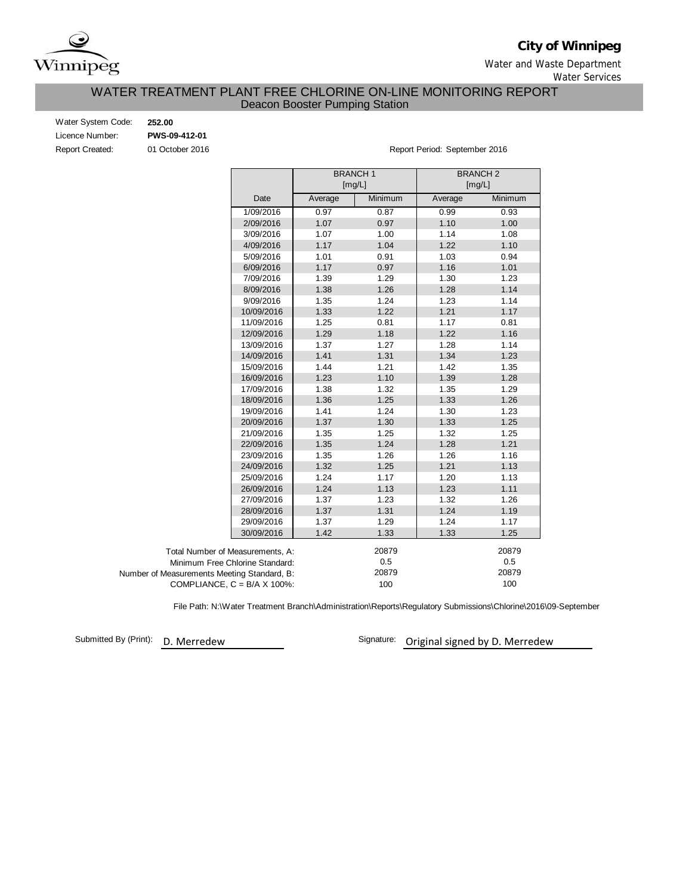**City of Winnipeg**

Water and Waste Department
Water Services

# WATER TREATMENT PLANT FREE CHLORINE ON-LINE MONITORING REPORT

## Deacon Booster Pumping Station

Water System Code: **252.00**
Licence Number: **PWS-09-412-01**
Report Created: 01 October 2016

Report Period: September 2016

| | BRANCH 1 [mg/L] | | BRANCH 2 [mg/L] | |
|---|---|---|---|---|
| Date | Average | Minimum | Average | Minimum |
| 1/09/2016 | 0.97 | 0.87 | 0.99 | 0.93 |
| 2/09/2016 | 1.07 | 0.97 | 1.10 | 1.00 |
| 3/09/2016 | 1.07 | 1.00 | 1.14 | 1.08 |
| 4/09/2016 | 1.17 | 1.04 | 1.22 | 1.10 |
| 5/09/2016 | 1.01 | 0.91 | 1.03 | 0.94 |
| 6/09/2016 | 1.17 | 0.97 | 1.16 | 1.01 |
| 7/09/2016 | 1.39 | 1.29 | 1.30 | 1.23 |
| 8/09/2016 | 1.38 | 1.26 | 1.28 | 1.14 |
| 9/09/2016 | 1.35 | 1.24 | 1.23 | 1.14 |
| 10/09/2016 | 1.33 | 1.22 | 1.21 | 1.17 |
| 11/09/2016 | 1.25 | 0.81 | 1.17 | 0.81 |
| 12/09/2016 | 1.29 | 1.18 | 1.22 | 1.16 |
| 13/09/2016 | 1.37 | 1.27 | 1.28 | 1.14 |
| 14/09/2016 | 1.41 | 1.31 | 1.34 | 1.23 |
| 15/09/2016 | 1.44 | 1.21 | 1.42 | 1.35 |
| 16/09/2016 | 1.23 | 1.10 | 1.39 | 1.28 |
| 17/09/2016 | 1.38 | 1.32 | 1.35 | 1.29 |
| 18/09/2016 | 1.36 | 1.25 | 1.33 | 1.26 |
| 19/09/2016 | 1.41 | 1.24 | 1.30 | 1.23 |
| 20/09/2016 | 1.37 | 1.30 | 1.33 | 1.25 |
| 21/09/2016 | 1.35 | 1.25 | 1.32 | 1.25 |
| 22/09/2016 | 1.35 | 1.24 | 1.28 | 1.21 |
| 23/09/2016 | 1.35 | 1.26 | 1.26 | 1.16 |
| 24/09/2016 | 1.32 | 1.25 | 1.21 | 1.13 |
| 25/09/2016 | 1.24 | 1.17 | 1.20 | 1.13 |
| 26/09/2016 | 1.24 | 1.13 | 1.23 | 1.11 |
| 27/09/2016 | 1.37 | 1.23 | 1.32 | 1.26 |
| 28/09/2016 | 1.37 | 1.31 | 1.24 | 1.19 |
| 29/09/2016 | 1.37 | 1.29 | 1.24 | 1.17 |
| 30/09/2016 | 1.42 | 1.33 | 1.33 | 1.25 |

| | BRANCH 1 | BRANCH 2 |
|---|---|---|
| Total Number of Measurements, A: | 20879 | 20879 |
| Minimum Free Chlorine Standard: | 0.5 | 0.5 |
| Number of Measurements Meeting Standard, B: | 20879 | 20879 |
| COMPLIANCE, C = B/A X 100%: | 100 | 100 |

File Path: N:\Water Treatment Branch\Administration\Reports\Regulatory Submissions\Chlorine\2016\09-September

Submitted By (Print): D. Merredew

Signature: Original signed by D. Merredew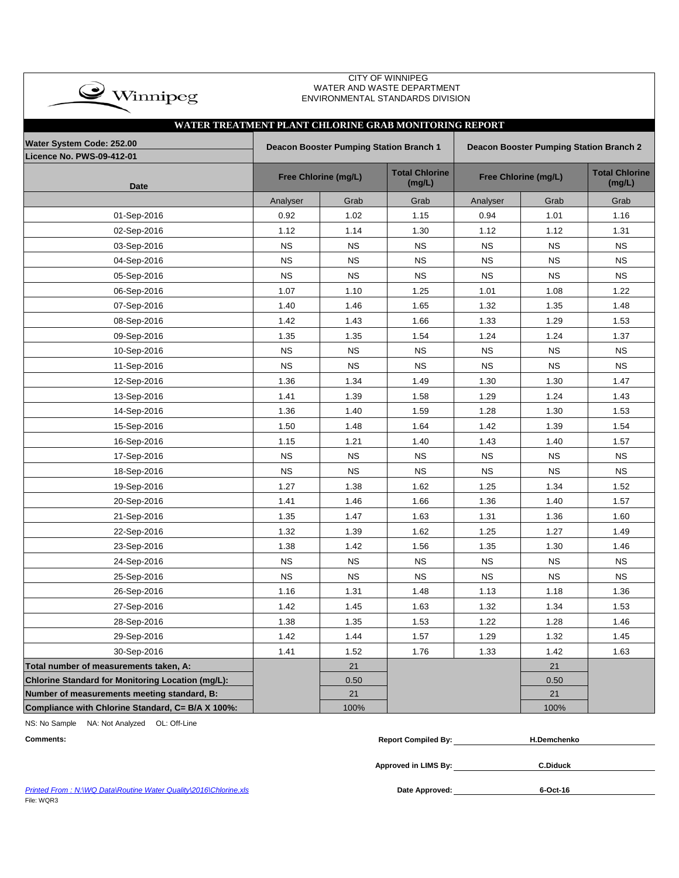CITY OF WINNIPEG
WATER AND WASTE DEPARTMENT
ENVIRONMENTAL STANDARDS DIVISION

## WATER TREATMENT PLANT CHLORINE GRAB MONITORING REPORT

| Water System Code: 252.00 / Licence No. PWS-09-412-01 | Deacon Booster Pumping Station Branch 1 | | | Deacon Booster Pumping Station Branch 2 | | |
|---|---|---|---|---|---|---|
| **Date** | **Free Chlorine (mg/L)** | | **Total Chlorine (mg/L)** | **Free Chlorine (mg/L)** | | **Total Chlorine (mg/L)** |
| | Analyser | Grab | Grab | Analyser | Grab | Grab |
| 01-Sep-2016 | 0.92 | 1.02 | 1.15 | 0.94 | 1.01 | 1.16 |
| 02-Sep-2016 | 1.12 | 1.14 | 1.30 | 1.12 | 1.12 | 1.31 |
| 03-Sep-2016 | NS | NS | NS | NS | NS | NS |
| 04-Sep-2016 | NS | NS | NS | NS | NS | NS |
| 05-Sep-2016 | NS | NS | NS | NS | NS | NS |
| 06-Sep-2016 | 1.07 | 1.10 | 1.25 | 1.01 | 1.08 | 1.22 |
| 07-Sep-2016 | 1.40 | 1.46 | 1.65 | 1.32 | 1.35 | 1.48 |
| 08-Sep-2016 | 1.42 | 1.43 | 1.66 | 1.33 | 1.29 | 1.53 |
| 09-Sep-2016 | 1.35 | 1.35 | 1.54 | 1.24 | 1.24 | 1.37 |
| 10-Sep-2016 | NS | NS | NS | NS | NS | NS |
| 11-Sep-2016 | NS | NS | NS | NS | NS | NS |
| 12-Sep-2016 | 1.36 | 1.34 | 1.49 | 1.30 | 1.30 | 1.47 |
| 13-Sep-2016 | 1.41 | 1.39 | 1.58 | 1.29 | 1.24 | 1.43 |
| 14-Sep-2016 | 1.36 | 1.40 | 1.59 | 1.28 | 1.30 | 1.53 |
| 15-Sep-2016 | 1.50 | 1.48 | 1.64 | 1.42 | 1.39 | 1.54 |
| 16-Sep-2016 | 1.15 | 1.21 | 1.40 | 1.43 | 1.40 | 1.57 |
| 17-Sep-2016 | NS | NS | NS | NS | NS | NS |
| 18-Sep-2016 | NS | NS | NS | NS | NS | NS |
| 19-Sep-2016 | 1.27 | 1.38 | 1.62 | 1.25 | 1.34 | 1.52 |
| 20-Sep-2016 | 1.41 | 1.46 | 1.66 | 1.36 | 1.40 | 1.57 |
| 21-Sep-2016 | 1.35 | 1.47 | 1.63 | 1.31 | 1.36 | 1.60 |
| 22-Sep-2016 | 1.32 | 1.39 | 1.62 | 1.25 | 1.27 | 1.49 |
| 23-Sep-2016 | 1.38 | 1.42 | 1.56 | 1.35 | 1.30 | 1.46 |
| 24-Sep-2016 | NS | NS | NS | NS | NS | NS |
| 25-Sep-2016 | NS | NS | NS | NS | NS | NS |
| 26-Sep-2016 | 1.16 | 1.31 | 1.48 | 1.13 | 1.18 | 1.36 |
| 27-Sep-2016 | 1.42 | 1.45 | 1.63 | 1.32 | 1.34 | 1.53 |
| 28-Sep-2016 | 1.38 | 1.35 | 1.53 | 1.22 | 1.28 | 1.46 |
| 29-Sep-2016 | 1.42 | 1.44 | 1.57 | 1.29 | 1.32 | 1.45 |
| 30-Sep-2016 | 1.41 | 1.52 | 1.76 | 1.33 | 1.42 | 1.63 |
| **Total number of measurements taken, A:** | | 21 | | | 21 | |
| **Chlorine Standard for Monitoring Location (mg/L):** | | 0.50 | | | 0.50 | |
| **Number of measurements meeting standard, B:** | | 21 | | | 21 | |
| **Compliance with Chlorine Standard, C= B/A X 100%:** | | 100% | | | 100% | |

NS: No Sample NA: Not Analyzed OL: Off-Line

**Comments:**

**Report Compiled By:** H.Demchenko

**Approved in LIMS By:** C.Diduck

**Date Approved:** 6-Oct-16

Printed From : N:\WQ Data\Routine Water Quality\2016\Chlorine.xls
File: WQR3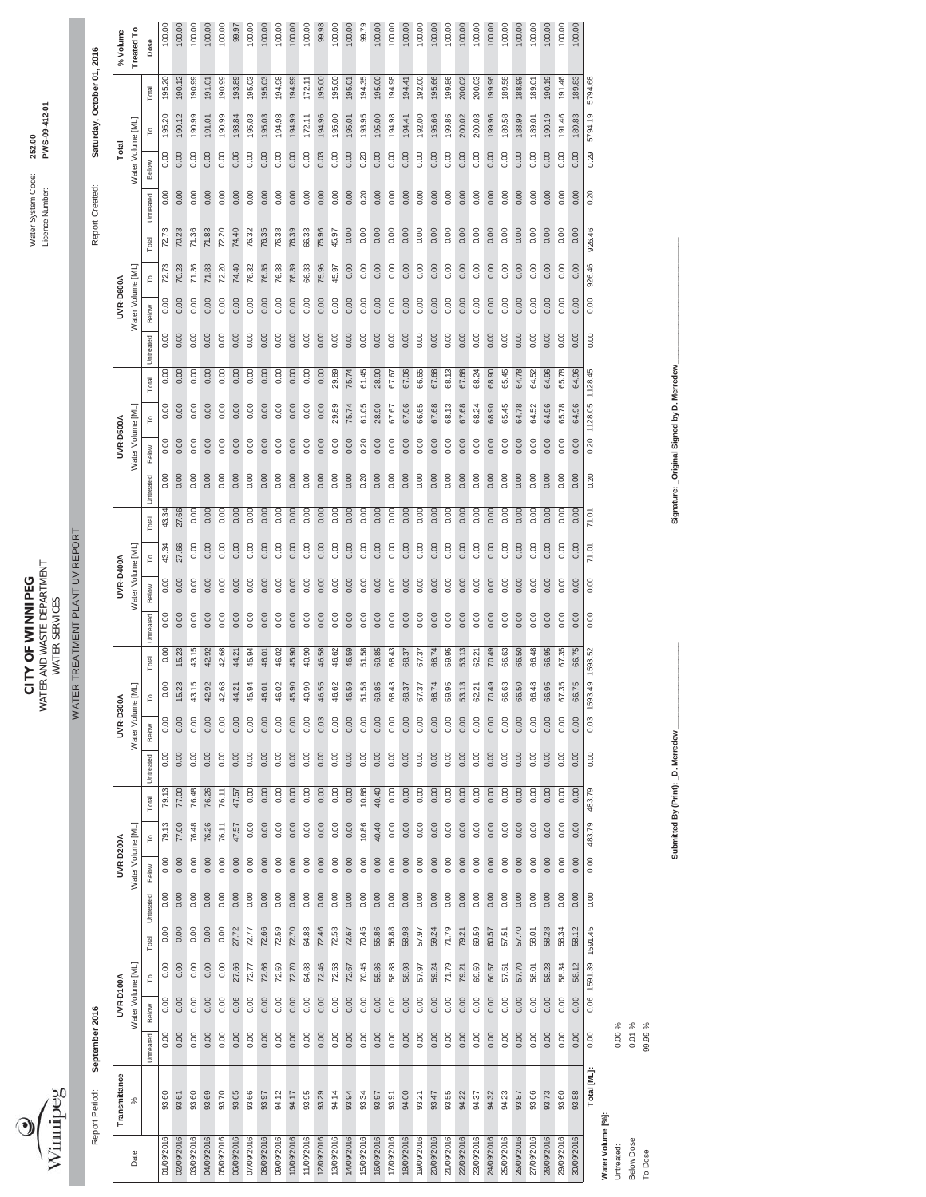# CITY OF WINNIPEG

WATER AND WASTE DEPARTMENT
WATER SERVICES

## WATER TREATMENT PLANT UV REPORT

Water System Code: **252.00**
Licence Number: **PWS-09-412-01**

Report Period: **September 2016**

Report Created: **Saturday, October 01, 2016**

| Date | Transmittance % | UVR-D100A Water Volume [ML] | | | | UVR-D200A Water Volume [ML] | | | | UVR-D300A Water Volume [ML] | | | | UVR-D400A Water Volume [ML] | | | | UVR-D500A Water Volume [ML] | | | | UVR-D600A Water Volume [ML] | | | | Total Water Volume [ML] | | | | % Volume Treated To Dose |
|---|---|---|---|---|---|---|---|---|---|---|---|---|---|---|---|---|---|---|---|---|---|---|---|---|---|---|---|---|---|---|---|---|
| | | Untreated | Below | To | Total | Untreated | Below | To | Total | Untreated | Below | To | Total | Untreated | Below | To | Total | Untreated | Below | To | Total | Untreated | Below | To | Total | Untreated | Below | To | Total | |
| 01/09/2016 | 93.60 | 0.00 | 0.00 | 0.00 | 0.00 | 0.00 | 0.00 | 79.13 | 79.13 | 0.00 | 0.00 | 0.00 | 0.00 | 0.00 | 0.00 | 43.34 | 43.34 | 0.00 | 0.00 | 0.00 | 0.00 | 0.00 | 0.00 | 72.73 | 72.73 | 0.00 | 0.00 | 195.20 | 195.20 | 100.00 |
| 02/09/2016 | 93.61 | 0.00 | 0.00 | 0.00 | 0.00 | 0.00 | 0.00 | 77.00 | 77.00 | 0.00 | 0.00 | 15.23 | 15.23 | 0.00 | 0.00 | 27.66 | 27.66 | 0.00 | 0.00 | 0.00 | 0.00 | 0.00 | 0.00 | 70.23 | 70.23 | 0.00 | 0.00 | 190.12 | 190.12 | 100.00 |
| 03/09/2016 | 93.60 | 0.00 | 0.00 | 0.00 | 0.00 | 0.00 | 0.00 | 76.48 | 76.48 | 0.00 | 0.00 | 43.15 | 43.15 | 0.00 | 0.00 | 0.00 | 0.00 | 0.00 | 0.00 | 0.00 | 0.00 | 0.00 | 0.00 | 71.36 | 71.36 | 0.00 | 0.00 | 190.99 | 190.99 | 100.00 |
| 04/09/2016 | 93.69 | 0.00 | 0.00 | 0.00 | 0.00 | 0.00 | 0.00 | 76.26 | 76.26 | 0.00 | 0.00 | 42.92 | 42.92 | 0.00 | 0.00 | 0.00 | 0.00 | 0.00 | 0.00 | 0.00 | 0.00 | 0.00 | 0.00 | 71.83 | 71.83 | 0.00 | 0.00 | 191.01 | 191.01 | 100.00 |
| 05/09/2016 | 93.70 | 0.00 | 0.00 | 0.00 | 0.00 | 0.00 | 0.00 | 76.11 | 76.11 | 0.00 | 0.00 | 42.68 | 42.68 | 0.00 | 0.00 | 0.00 | 0.00 | 0.00 | 0.00 | 0.00 | 0.00 | 0.00 | 0.00 | 72.20 | 72.20 | 0.00 | 0.00 | 190.99 | 190.99 | 100.00 |
| 06/09/2016 | 93.65 | 0.00 | 0.06 | 27.66 | 27.72 | 0.00 | 0.00 | 47.57 | 47.57 | 0.00 | 0.00 | 44.21 | 44.21 | 0.00 | 0.00 | 0.00 | 0.00 | 0.00 | 0.00 | 0.00 | 0.00 | 0.00 | 0.00 | 74.40 | 74.40 | 0.00 | 0.06 | 193.84 | 193.89 | 99.97 |
| 07/09/2016 | 93.66 | 0.00 | 0.00 | 72.77 | 72.77 | 0.00 | 0.00 | 0.00 | 0.00 | 0.00 | 0.00 | 45.94 | 45.94 | 0.00 | 0.00 | 0.00 | 0.00 | 0.00 | 0.00 | 0.00 | 0.00 | 0.00 | 0.00 | 76.32 | 76.32 | 0.00 | 0.00 | 195.03 | 195.03 | 100.00 |
| 08/09/2016 | 93.97 | 0.00 | 0.00 | 72.66 | 72.66 | 0.00 | 0.00 | 0.00 | 0.00 | 0.00 | 0.00 | 46.01 | 46.01 | 0.00 | 0.00 | 0.00 | 0.00 | 0.00 | 0.00 | 0.00 | 0.00 | 0.00 | 0.00 | 76.35 | 76.35 | 0.00 | 0.00 | 195.03 | 195.03 | 100.00 |
| 09/09/2016 | 94.12 | 0.00 | 0.00 | 72.59 | 72.59 | 0.00 | 0.00 | 0.00 | 0.00 | 0.00 | 0.00 | 46.02 | 46.02 | 0.00 | 0.00 | 0.00 | 0.00 | 0.00 | 0.00 | 0.00 | 0.00 | 0.00 | 0.00 | 76.38 | 76.38 | 0.00 | 0.00 | 194.98 | 194.98 | 100.00 |
| 10/09/2016 | 94.17 | 0.00 | 0.00 | 72.70 | 72.70 | 0.00 | 0.00 | 0.00 | 0.00 | 0.00 | 0.00 | 45.90 | 45.90 | 0.00 | 0.00 | 0.00 | 0.00 | 0.00 | 0.00 | 0.00 | 0.00 | 0.00 | 0.00 | 76.39 | 76.39 | 0.00 | 0.00 | 194.99 | 194.99 | 100.00 |
| 11/09/2016 | 93.95 | 0.00 | 0.00 | 64.88 | 64.88 | 0.00 | 0.00 | 0.00 | 0.00 | 0.00 | 0.00 | 40.90 | 40.90 | 0.00 | 0.00 | 0.00 | 0.00 | 0.00 | 0.00 | 0.00 | 0.00 | 0.00 | 0.00 | 66.33 | 66.33 | 0.00 | 0.00 | 172.11 | 172.11 | 100.00 |
| 12/09/2016 | 93.29 | 0.00 | 0.00 | 72.46 | 72.46 | 0.00 | 0.00 | 0.00 | 0.00 | 0.00 | 0.03 | 46.55 | 46.58 | 0.00 | 0.00 | 0.00 | 0.00 | 0.00 | 0.00 | 0.00 | 0.00 | 0.00 | 0.00 | 75.96 | 75.96 | 0.00 | 0.03 | 194.96 | 195.00 | 99.98 |
| 13/09/2016 | 94.14 | 0.00 | 0.00 | 72.53 | 72.53 | 0.00 | 0.00 | 0.00 | 0.00 | 0.00 | 0.00 | 46.62 | 46.62 | 0.00 | 0.00 | 0.00 | 0.00 | 0.00 | 0.00 | 29.89 | 29.89 | 0.00 | 0.00 | 45.97 | 45.97 | 0.00 | 0.00 | 195.00 | 195.00 | 100.00 |
| 14/09/2016 | 93.94 | 0.00 | 0.00 | 72.67 | 72.67 | 0.00 | 0.00 | 0.00 | 0.00 | 0.00 | 0.00 | 46.59 | 46.59 | 0.00 | 0.00 | 0.00 | 0.00 | 0.00 | 0.00 | 75.74 | 75.74 | 0.00 | 0.00 | 0.00 | 0.00 | 0.00 | 0.00 | 195.01 | 195.01 | 100.00 |
| 15/09/2016 | 93.34 | 0.00 | 0.00 | 70.45 | 70.45 | 0.00 | 0.00 | 10.86 | 10.86 | 0.00 | 0.00 | 51.58 | 51.58 | 0.00 | 0.00 | 0.00 | 0.00 | 0.20 | 0.20 | 61.05 | 61.45 | 0.00 | 0.00 | 0.00 | 0.00 | 0.20 | 0.20 | 193.95 | 194.35 | 99.79 |
| 16/09/2016 | 93.97 | 0.00 | 0.00 | 55.86 | 55.86 | 0.00 | 0.00 | 40.40 | 40.40 | 0.00 | 0.00 | 69.85 | 69.85 | 0.00 | 0.00 | 0.00 | 0.00 | 0.00 | 0.00 | 28.90 | 28.90 | 0.00 | 0.00 | 0.00 | 0.00 | 0.00 | 0.00 | 195.00 | 195.00 | 100.00 |
| 17/09/2016 | 93.91 | 0.00 | 0.00 | 58.88 | 58.88 | 0.00 | 0.00 | 0.00 | 0.00 | 0.00 | 0.00 | 68.43 | 68.43 | 0.00 | 0.00 | 0.00 | 0.00 | 0.00 | 0.00 | 67.67 | 67.67 | 0.00 | 0.00 | 0.00 | 0.00 | 0.00 | 0.00 | 194.98 | 194.98 | 100.00 |
| 18/09/2016 | 94.00 | 0.00 | 0.00 | 58.98 | 58.98 | 0.00 | 0.00 | 0.00 | 0.00 | 0.00 | 0.00 | 68.37 | 68.37 | 0.00 | 0.00 | 0.00 | 0.00 | 0.00 | 0.00 | 67.06 | 67.06 | 0.00 | 0.00 | 0.00 | 0.00 | 0.00 | 0.00 | 194.41 | 194.41 | 100.00 |
| 19/09/2016 | 93.21 | 0.00 | 0.00 | 57.97 | 57.97 | 0.00 | 0.00 | 0.00 | 0.00 | 0.00 | 0.00 | 67.37 | 67.37 | 0.00 | 0.00 | 0.00 | 0.00 | 0.00 | 0.00 | 66.65 | 66.65 | 0.00 | 0.00 | 0.00 | 0.00 | 0.00 | 0.00 | 192.00 | 192.00 | 100.00 |
| 20/09/2016 | 93.47 | 0.00 | 0.00 | 59.24 | 59.24 | 0.00 | 0.00 | 0.00 | 0.00 | 0.00 | 0.00 | 68.74 | 68.74 | 0.00 | 0.00 | 0.00 | 0.00 | 0.00 | 0.00 | 67.68 | 67.68 | 0.00 | 0.00 | 0.00 | 0.00 | 0.00 | 0.00 | 195.66 | 195.66 | 100.00 |
| 21/09/2016 | 93.55 | 0.00 | 0.00 | 71.79 | 71.79 | 0.00 | 0.00 | 0.00 | 0.00 | 0.00 | 0.00 | 59.95 | 59.95 | 0.00 | 0.00 | 0.00 | 0.00 | 0.00 | 0.00 | 68.13 | 68.13 | 0.00 | 0.00 | 0.00 | 0.00 | 0.00 | 0.00 | 199.86 | 199.86 | 100.00 |
| 22/09/2016 | 94.22 | 0.00 | 0.00 | 79.21 | 79.21 | 0.00 | 0.00 | 0.00 | 0.00 | 0.00 | 0.00 | 53.13 | 53.13 | 0.00 | 0.00 | 0.00 | 0.00 | 0.00 | 0.00 | 67.68 | 67.68 | 0.00 | 0.00 | 0.00 | 0.00 | 0.00 | 0.00 | 200.02 | 200.02 | 100.00 |
| 23/09/2016 | 94.37 | 0.00 | 0.00 | 69.59 | 69.59 | 0.00 | 0.00 | 0.00 | 0.00 | 0.00 | 0.00 | 62.21 | 62.21 | 0.00 | 0.00 | 0.00 | 0.00 | 0.00 | 0.00 | 68.24 | 68.24 | 0.00 | 0.00 | 0.00 | 0.00 | 0.00 | 0.00 | 200.03 | 200.03 | 100.00 |
| 24/09/2016 | 94.32 | 0.00 | 0.00 | 60.57 | 60.57 | 0.00 | 0.00 | 0.00 | 0.00 | 0.00 | 0.00 | 70.49 | 70.49 | 0.00 | 0.00 | 0.00 | 0.00 | 0.00 | 0.00 | 68.90 | 68.90 | 0.00 | 0.00 | 0.00 | 0.00 | 0.00 | 0.00 | 199.96 | 199.96 | 100.00 |
| 25/09/2016 | 94.23 | 0.00 | 0.00 | 57.51 | 57.51 | 0.00 | 0.00 | 0.00 | 0.00 | 0.00 | 0.00 | 66.63 | 66.63 | 0.00 | 0.00 | 0.00 | 0.00 | 0.00 | 0.00 | 65.45 | 65.45 | 0.00 | 0.00 | 0.00 | 0.00 | 0.00 | 0.00 | 189.58 | 189.58 | 100.00 |
| 26/09/2016 | 93.87 | 0.00 | 0.00 | 57.70 | 57.70 | 0.00 | 0.00 | 0.00 | 0.00 | 0.00 | 0.00 | 66.50 | 66.50 | 0.00 | 0.00 | 0.00 | 0.00 | 0.00 | 0.00 | 64.78 | 64.78 | 0.00 | 0.00 | 0.00 | 0.00 | 0.00 | 0.00 | 188.99 | 188.99 | 100.00 |
| 27/09/2016 | 93.66 | 0.00 | 0.00 | 58.01 | 58.01 | 0.00 | 0.00 | 0.00 | 0.00 | 0.00 | 0.00 | 66.48 | 66.48 | 0.00 | 0.00 | 0.00 | 0.00 | 0.00 | 0.00 | 64.52 | 64.52 | 0.00 | 0.00 | 0.00 | 0.00 | 0.00 | 0.00 | 189.01 | 189.01 | 100.00 |
| 28/09/2016 | 93.73 | 0.00 | 0.00 | 58.28 | 58.28 | 0.00 | 0.00 | 0.00 | 0.00 | 0.00 | 0.00 | 66.95 | 66.95 | 0.00 | 0.00 | 0.00 | 0.00 | 0.00 | 0.00 | 64.96 | 64.96 | 0.00 | 0.00 | 0.00 | 0.00 | 0.00 | 0.00 | 190.19 | 190.19 | 100.00 |
| 29/09/2016 | 93.60 | 0.00 | 0.00 | 58.34 | 58.34 | 0.00 | 0.00 | 0.00 | 0.00 | 0.00 | 0.00 | 67.35 | 67.35 | 0.00 | 0.00 | 0.00 | 0.00 | 0.00 | 0.00 | 65.78 | 65.78 | 0.00 | 0.00 | 0.00 | 0.00 | 0.00 | 0.00 | 191.46 | 191.46 | 100.00 |
| 30/09/2016 | 93.88 | 0.00 | 0.00 | 58.12 | 58.12 | 0.00 | 0.00 | 0.00 | 0.00 | 0.00 | 0.00 | 66.75 | 66.75 | 0.00 | 0.00 | 0.00 | 0.00 | 0.00 | 0.00 | 64.96 | 64.96 | 0.00 | 0.00 | 0.00 | 0.00 | 0.00 | 0.00 | 189.83 | 189.83 | 100.00 |
| **Total [ML]:** | | 0.00 | 0.06 | 1591.39 | 1591.45 | 0.00 | 0.00 | 483.79 | 483.79 | 0.00 | 0.03 | 1593.49 | 1593.52 | 0.00 | 0.00 | 71.01 | 71.01 | 0.20 | 0.20 | 1128.05 | 1128.45 | 0.00 | 0.00 | 926.46 | 926.46 | 0.20 | 0.29 | 5794.19 | 5794.68 | |

**Water Volume [%]:**

| | |
|---|---|
| Untreated: | 0.00 % |
| Below Dose | 0.01 % |
| To Dose | 99.99 % |

Submitted By (Print): D. Merredew

Signature: Original Signed by D. Merredew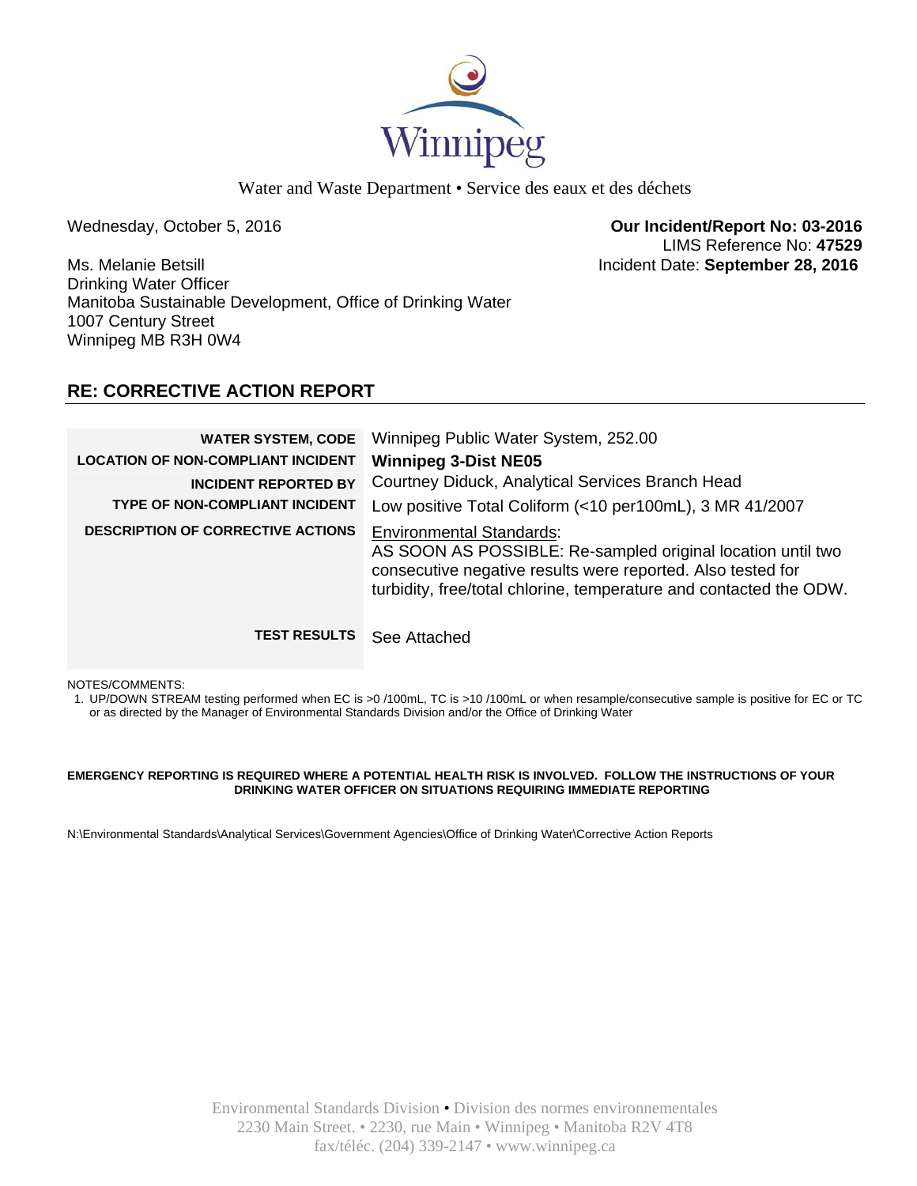Winnipeg

Water and Waste Department • Service des eaux et des déchets

Wednesday, October 5, 2016

**Our Incident/Report No: 03-2016**
LIMS Reference No: **47529**
Incident Date: **September 28, 2016**

Ms. Melanie Betsill
Drinking Water Officer
Manitoba Sustainable Development, Office of Drinking Water
1007 Century Street
Winnipeg MB R3H 0W4

## RE: CORRECTIVE ACTION REPORT

| | |
|---|---|
| **WATER SYSTEM, CODE** | Winnipeg Public Water System, 252.00 |
| **LOCATION OF NON-COMPLIANT INCIDENT** | **Winnipeg 3-Dist NE05** |
| **INCIDENT REPORTED BY** | Courtney Diduck, Analytical Services Branch Head |
| **TYPE OF NON-COMPLIANT INCIDENT** | Low positive Total Coliform (<10 per100mL), 3 MR 41/2007 |
| **DESCRIPTION OF CORRECTIVE ACTIONS** | Environmental Standards: AS SOON AS POSSIBLE: Re-sampled original location until two consecutive negative results were reported. Also tested for turbidity, free/total chlorine, temperature and contacted the ODW. |
| **TEST RESULTS** | See Attached |

NOTES/COMMENTS:

1. UP/DOWN STREAM testing performed when EC is >0 /100mL, TC is >10 /100mL or when resample/consecutive sample is positive for EC or TC or as directed by the Manager of Environmental Standards Division and/or the Office of Drinking Water

**EMERGENCY REPORTING IS REQUIRED WHERE A POTENTIAL HEALTH RISK IS INVOLVED. FOLLOW THE INSTRUCTIONS OF YOUR DRINKING WATER OFFICER ON SITUATIONS REQUIRING IMMEDIATE REPORTING**

N:\Environmental Standards\Analytical Services\Government Agencies\Office of Drinking Water\Corrective Action Reports

Environmental Standards Division • Division des normes environnementales
2230 Main Street. • 2230, rue Main • Winnipeg • Manitoba R2V 4T8
fax/téléc. (204) 339-2147 • www.winnipeg.ca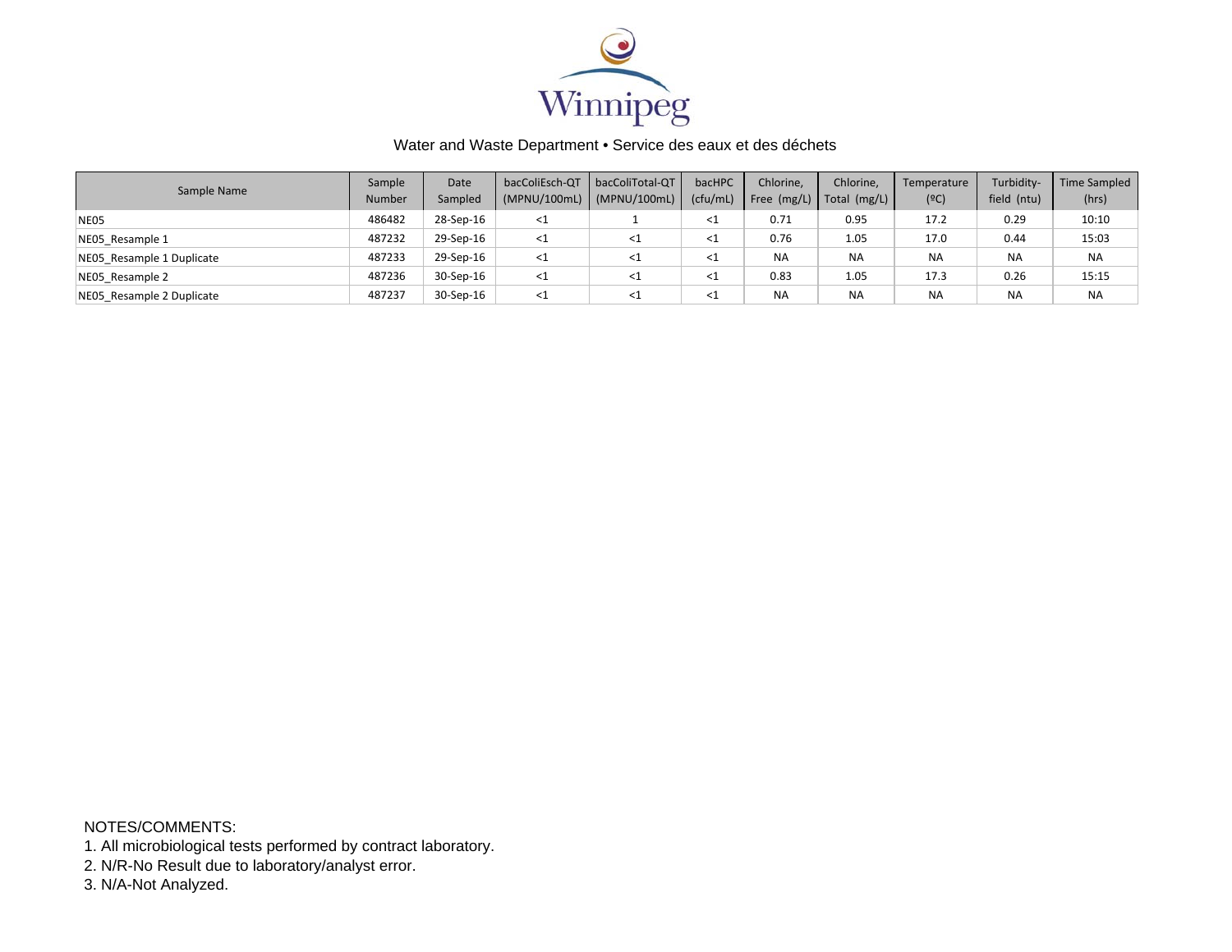Winnipeg

Water and Waste Department • Service des eaux et des déchets

| Sample Name | Sample Number | Date Sampled | bacColiEsch-QT (MPNU/100mL) | bacColiTotal-QT (MPNU/100mL) | bacHPC (cfu/mL) | Chlorine, Free (mg/L) | Chlorine, Total (mg/L) | Temperature (ºC) | Turbidity-field (ntu) | Time Sampled (hrs) |
|---|---|---|---|---|---|---|---|---|---|---|
| NE05 | 486482 | 28-Sep-16 | <1 | 1 | <1 | 0.71 | 0.95 | 17.2 | 0.29 | 10:10 |
| NE05_Resample 1 | 487232 | 29-Sep-16 | <1 | <1 | <1 | 0.76 | 1.05 | 17.0 | 0.44 | 15:03 |
| NE05_Resample 1 Duplicate | 487233 | 29-Sep-16 | <1 | <1 | <1 | NA | NA | NA | NA | NA |
| NE05_Resample 2 | 487236 | 30-Sep-16 | <1 | <1 | <1 | 0.83 | 1.05 | 17.3 | 0.26 | 15:15 |
| NE05_Resample 2 Duplicate | 487237 | 30-Sep-16 | <1 | <1 | <1 | NA | NA | NA | NA | NA |

NOTES/COMMENTS:

1. All microbiological tests performed by contract laboratory.
2. N/R-No Result due to laboratory/analyst error.
3. N/A-Not Analyzed.